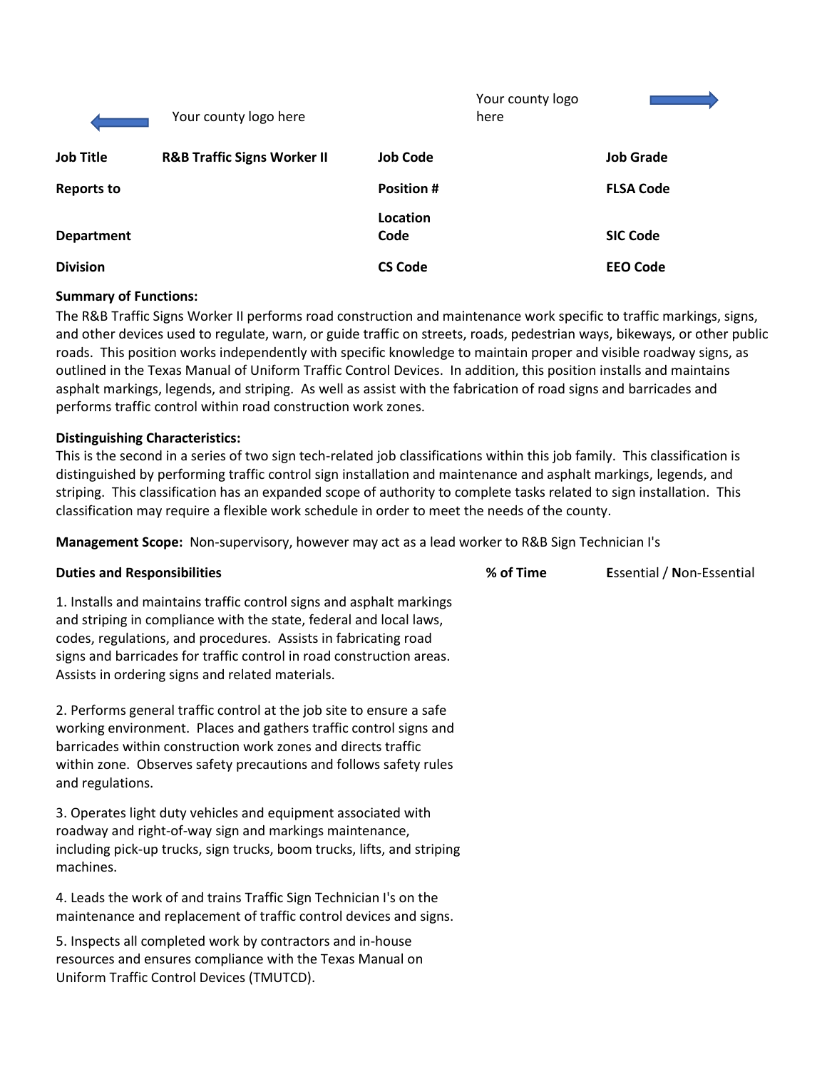Your county logo here

Your county logo here

| Job Title | R&B Traffic Signs Worker II | Job Code | | Job Grade | |
|---|---|---|---|---|---|
| Reports to | | Position # | | FLSA Code | |
| Department | | Location Code | | SIC Code | |
| Division | | CS Code | | EEO Code | |

**Summary of Functions:**
The R&B Traffic Signs Worker II performs road construction and maintenance work specific to traffic markings, signs, and other devices used to regulate, warn, or guide traffic on streets, roads, pedestrian ways, bikeways, or other public roads. This position works independently with specific knowledge to maintain proper and visible roadway signs, as outlined in the Texas Manual of Uniform Traffic Control Devices. In addition, this position installs and maintains asphalt markings, legends, and striping. As well as assist with the fabrication of road signs and barricades and performs traffic control within road construction work zones.

**Distinguishing Characteristics:**
This is the second in a series of two sign tech-related job classifications within this job family. This classification is distinguished by performing traffic control sign installation and maintenance and asphalt markings, legends, and striping. This classification has an expanded scope of authority to complete tasks related to sign installation. This classification may require a flexible work schedule in order to meet the needs of the county.

**Management Scope:** Non-supervisory, however may act as a lead worker to R&B Sign Technician I's

| Duties and Responsibilities | % of Time | **E**ssential / **N**on-Essential |
|---|---|---|
| 1. Installs and maintains traffic control signs and asphalt markings and striping in compliance with the state, federal and local laws, codes, regulations, and procedures. Assists in fabricating road signs and barricades for traffic control in road construction areas. Assists in ordering signs and related materials. | | |
| 2. Performs general traffic control at the job site to ensure a safe working environment. Places and gathers traffic control signs and barricades within construction work zones and directs traffic within zone. Observes safety precautions and follows safety rules and regulations. | | |
| 3. Operates light duty vehicles and equipment associated with roadway and right-of-way sign and markings maintenance, including pick-up trucks, sign trucks, boom trucks, lifts, and striping machines. | | |
| 4. Leads the work of and trains Traffic Sign Technician I's on the maintenance and replacement of traffic control devices and signs. | | |
| 5. Inspects all completed work by contractors and in-house resources and ensures compliance with the Texas Manual on Uniform Traffic Control Devices (TMUTCD). | | |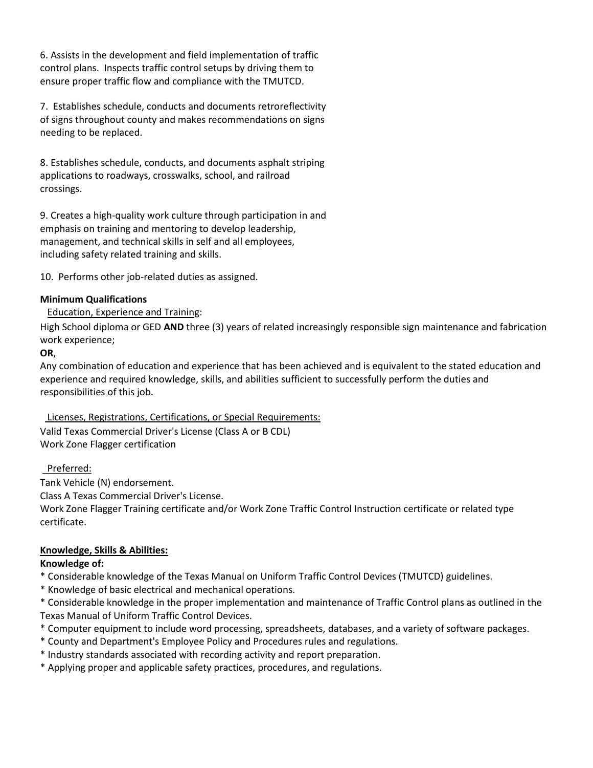6. Assists in the development and field implementation of traffic control plans. Inspects traffic control setups by driving them to ensure proper traffic flow and compliance with the TMUTCD.

7. Establishes schedule, conducts and documents retroreflectivity of signs throughout county and makes recommendations on signs needing to be replaced.

8. Establishes schedule, conducts, and documents asphalt striping applications to roadways, crosswalks, school, and railroad crossings.

9. Creates a high-quality work culture through participation in and emphasis on training and mentoring to develop leadership, management, and technical skills in self and all employees, including safety related training and skills.

10. Performs other job-related duties as assigned.

**Minimum Qualifications**

Education, Experience and Training:

High School diploma or GED **AND** three (3) years of related increasingly responsible sign maintenance and fabrication work experience;

**OR**,

Any combination of education and experience that has been achieved and is equivalent to the stated education and experience and required knowledge, skills, and abilities sufficient to successfully perform the duties and responsibilities of this job.

Licenses, Registrations, Certifications, or Special Requirements:

Valid Texas Commercial Driver's License (Class A or B CDL)
Work Zone Flagger certification

Preferred:

Tank Vehicle (N) endorsement.
Class A Texas Commercial Driver's License.
Work Zone Flagger Training certificate and/or Work Zone Traffic Control Instruction certificate or related type certificate.

**Knowledge, Skills & Abilities:**

**Knowledge of:**

* Considerable knowledge of the Texas Manual on Uniform Traffic Control Devices (TMUTCD) guidelines.
* Knowledge of basic electrical and mechanical operations.
* Considerable knowledge in the proper implementation and maintenance of Traffic Control plans as outlined in the Texas Manual of Uniform Traffic Control Devices.
* Computer equipment to include word processing, spreadsheets, databases, and a variety of software packages.
* County and Department's Employee Policy and Procedures rules and regulations.
* Industry standards associated with recording activity and report preparation.
* Applying proper and applicable safety practices, procedures, and regulations.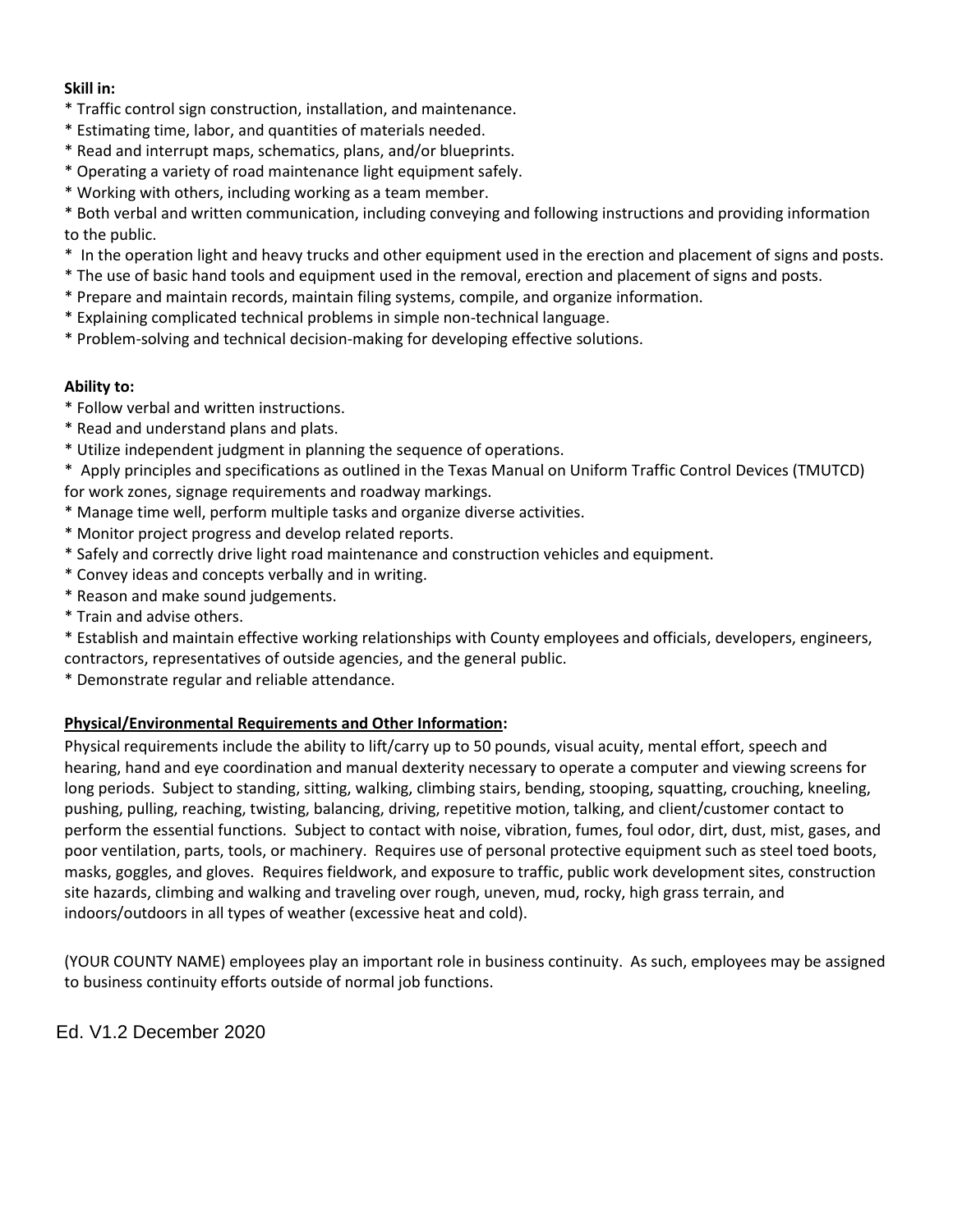**Skill in:**

* Traffic control sign construction, installation, and maintenance.
* Estimating time, labor, and quantities of materials needed.
* Read and interrupt maps, schematics, plans, and/or blueprints.
* Operating a variety of road maintenance light equipment safely.
* Working with others, including working as a team member.
* Both verbal and written communication, including conveying and following instructions and providing information to the public.
* In the operation light and heavy trucks and other equipment used in the erection and placement of signs and posts.
* The use of basic hand tools and equipment used in the removal, erection and placement of signs and posts.
* Prepare and maintain records, maintain filing systems, compile, and organize information.
* Explaining complicated technical problems in simple non-technical language.
* Problem-solving and technical decision-making for developing effective solutions.

**Ability to:**

* Follow verbal and written instructions.
* Read and understand plans and plats.
* Utilize independent judgment in planning the sequence of operations.
* Apply principles and specifications as outlined in the Texas Manual on Uniform Traffic Control Devices (TMUTCD) for work zones, signage requirements and roadway markings.
* Manage time well, perform multiple tasks and organize diverse activities.
* Monitor project progress and develop related reports.
* Safely and correctly drive light road maintenance and construction vehicles and equipment.
* Convey ideas and concepts verbally and in writing.
* Reason and make sound judgements.
* Train and advise others.
* Establish and maintain effective working relationships with County employees and officials, developers, engineers, contractors, representatives of outside agencies, and the general public.
* Demonstrate regular and reliable attendance.

**Physical/Environmental Requirements and Other Information:**

Physical requirements include the ability to lift/carry up to 50 pounds, visual acuity, mental effort, speech and hearing, hand and eye coordination and manual dexterity necessary to operate a computer and viewing screens for long periods. Subject to standing, sitting, walking, climbing stairs, bending, stooping, squatting, crouching, kneeling, pushing, pulling, reaching, twisting, balancing, driving, repetitive motion, talking, and client/customer contact to perform the essential functions. Subject to contact with noise, vibration, fumes, foul odor, dirt, dust, mist, gases, and poor ventilation, parts, tools, or machinery. Requires use of personal protective equipment such as steel toed boots, masks, goggles, and gloves. Requires fieldwork, and exposure to traffic, public work development sites, construction site hazards, climbing and walking and traveling over rough, uneven, mud, rocky, high grass terrain, and indoors/outdoors in all types of weather (excessive heat and cold).

(YOUR COUNTY NAME) employees play an important role in business continuity. As such, employees may be assigned to business continuity efforts outside of normal job functions.

Ed. V1.2 December 2020